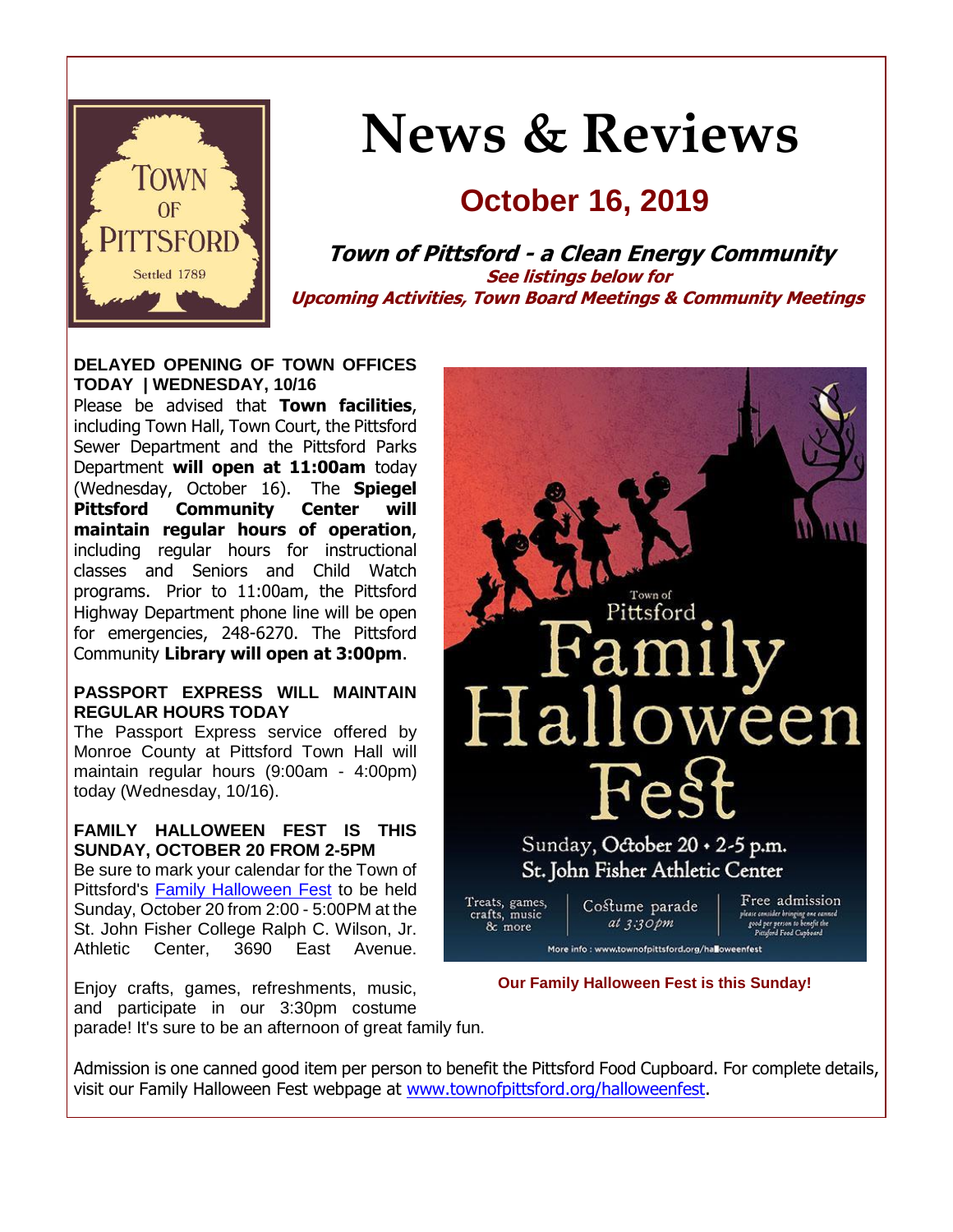# News & Reviews

## October 16, 2019

**_Town of Pittsford - a Clean Energy Community_**

**_See listings below for_**
**_Upcoming Activities, Town Board Meetings & Community Meetings_**

**DELAYED OPENING OF TOWN OFFICES TODAY | WEDNESDAY, 10/16**

Please be advised that **Town facilities**, including Town Hall, Town Court, the Pittsford Sewer Department and the Pittsford Parks Department **will open at 11:00am** today (Wednesday, October 16). The **Spiegel Pittsford Community Center will maintain regular hours of operation**, including regular hours for instructional classes and Seniors and Child Watch programs. Prior to 11:00am, the Pittsford Highway Department phone line will be open for emergencies, 248-6270. The Pittsford Community **Library will open at 3:00pm**.

**PASSPORT EXPRESS WILL MAINTAIN REGULAR HOURS TODAY**

The Passport Express service offered by Monroe County at Pittsford Town Hall will maintain regular hours (9:00am - 4:00pm) today (Wednesday, 10/16).

**FAMILY HALLOWEEN FEST IS THIS SUNDAY, OCTOBER 20 FROM 2-5PM**

Be sure to mark your calendar for the Town of Pittsford's Family Halloween Fest to be held Sunday, October 20 from 2:00 - 5:00PM at the St. John Fisher College Ralph C. Wilson, Jr. Athletic Center, 3690 East Avenue.

Enjoy crafts, games, refreshments, music, and participate in our 3:30pm costume parade! It's sure to be an afternoon of great family fun.

Town of Pittsford Family Halloween Fest

Sunday, October 20 • 2-5 p.m.
St. John Fisher Athletic Center

Treats, games, crafts, music & more | Costume parade at 3:30pm | Free admission please consider bringing one canned good per person to benefit the Pittsford Food Cupboard

More info : www.townofpittsford.org/halloweenfest

Our Family Halloween Fest is this Sunday!

Admission is one canned good item per person to benefit the Pittsford Food Cupboard. For complete details, visit our Family Halloween Fest webpage at www.townofpittsford.org/halloweenfest.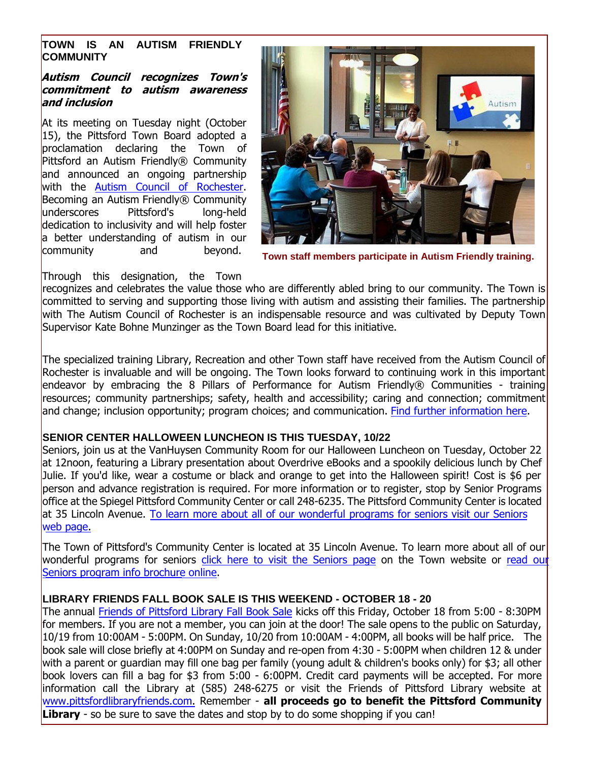**TOWN IS AN AUTISM FRIENDLY COMMUNITY**

***Autism Council recognizes Town's commitment to autism awareness and inclusion***

At its meeting on Tuesday night (October 15), the Pittsford Town Board adopted a proclamation declaring the Town of Pittsford an Autism Friendly® Community and announced an ongoing partnership with the Autism Council of Rochester. Becoming an Autism Friendly® Community underscores Pittsford's long-held dedication to inclusivity and will help foster a better understanding of autism in our community and beyond.

Town staff members participate in Autism Friendly training.

Through this designation, the Town recognizes and celebrates the value those who are differently abled bring to our community. The Town is committed to serving and supporting those living with autism and assisting their families. The partnership with The Autism Council of Rochester is an indispensable resource and was cultivated by Deputy Town Supervisor Kate Bohne Munzinger as the Town Board lead for this initiative.

The specialized training Library, Recreation and other Town staff have received from the Autism Council of Rochester is invaluable and will be ongoing. The Town looks forward to continuing work in this important endeavor by embracing the 8 Pillars of Performance for Autism Friendly® Communities - training resources; community partnerships; safety, health and accessibility; caring and connection; commitment and change; inclusion opportunity; program choices; and communication. Find further information here.

**SENIOR CENTER HALLOWEEN LUNCHEON IS THIS TUESDAY, 10/22**

Seniors, join us at the VanHuysen Community Room for our Halloween Luncheon on Tuesday, October 22 at 12noon, featuring a Library presentation about Overdrive eBooks and a spookily delicious lunch by Chef Julie. If you'd like, wear a costume or black and orange to get into the Halloween spirit! Cost is $6 per person and advance registration is required. For more information or to register, stop by Senior Programs office at the Spiegel Pittsford Community Center or call 248-6235. The Pittsford Community Center is located at 35 Lincoln Avenue. To learn more about all of our wonderful programs for seniors visit our Seniors web page.

The Town of Pittsford's Community Center is located at 35 Lincoln Avenue. To learn more about all of our wonderful programs for seniors click here to visit the Seniors page on the Town website or read our Seniors program info brochure online.

**LIBRARY FRIENDS FALL BOOK SALE IS THIS WEEKEND - OCTOBER 18 - 20**

The annual Friends of Pittsford Library Fall Book Sale kicks off this Friday, October 18 from 5:00 - 8:30PM for members. If you are not a member, you can join at the door! The sale opens to the public on Saturday, 10/19 from 10:00AM - 5:00PM. On Sunday, 10/20 from 10:00AM - 4:00PM, all books will be half price. The book sale will close briefly at 4:00PM on Sunday and re-open from 4:30 - 5:00PM when children 12 & under with a parent or guardian may fill one bag per family (young adult & children's books only) for $3; all other book lovers can fill a bag for $3 from 5:00 - 6:00PM. Credit card payments will be accepted. For more information call the Library at (585) 248-6275 or visit the Friends of Pittsford Library website at www.pittsfordlibraryfriends.com. Remember - **all proceeds go to benefit the Pittsford Community Library** - so be sure to save the dates and stop by to do some shopping if you can!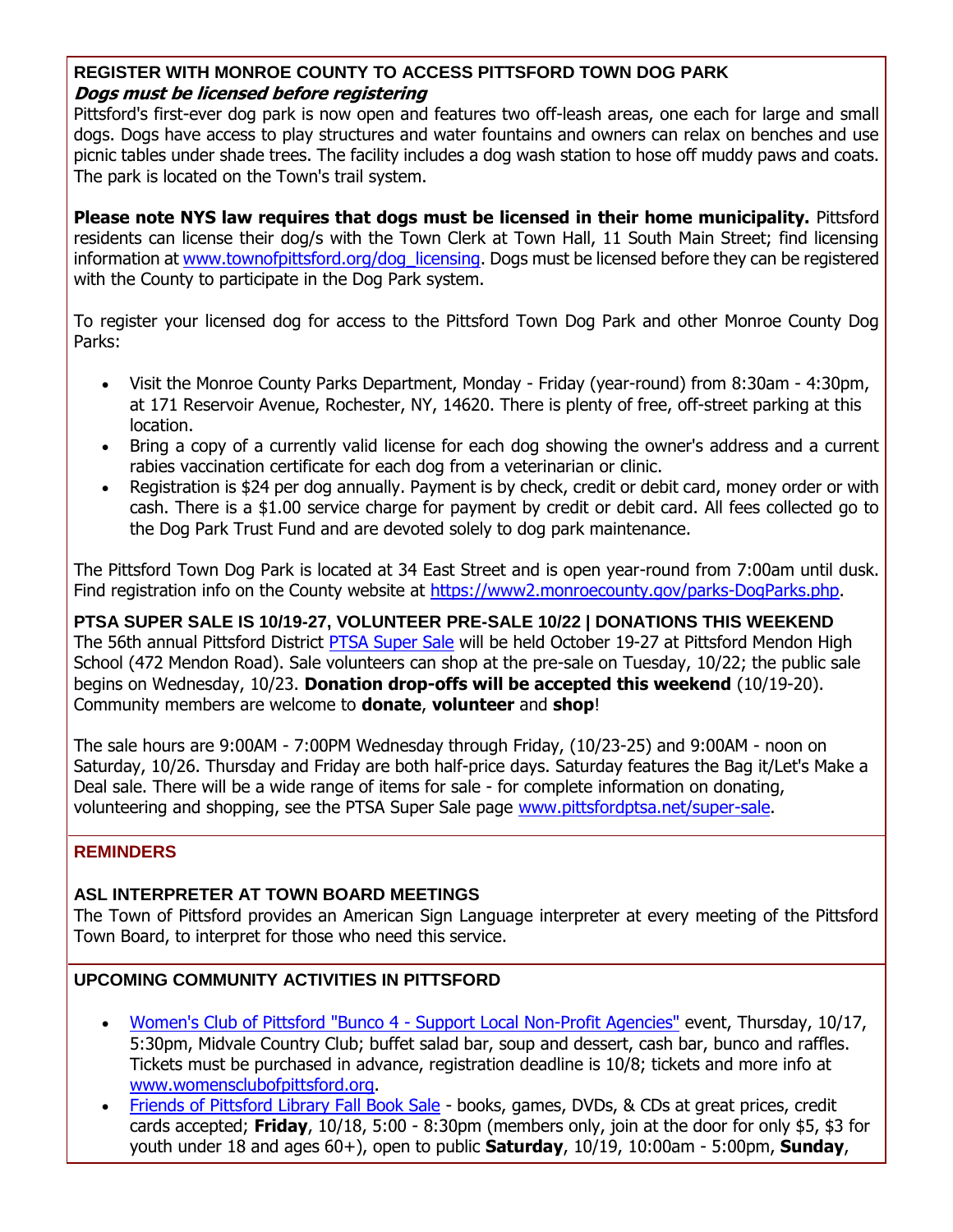### REGISTER WITH MONROE COUNTY TO ACCESS PITTSFORD TOWN DOG PARK

***Dogs must be licensed before registering***

Pittsford's first-ever dog park is now open and features two off-leash areas, one each for large and small dogs. Dogs have access to play structures and water fountains and owners can relax on benches and use picnic tables under shade trees. The facility includes a dog wash station to hose off muddy paws and coats. The park is located on the Town's trail system.

**Please note NYS law requires that dogs must be licensed in their home municipality.** Pittsford residents can license their dog/s with the Town Clerk at Town Hall, 11 South Main Street; find licensing information at [www.townofpittsford.org/dog_licensing](www.townofpittsford.org/dog_licensing). Dogs must be licensed before they can be registered with the County to participate in the Dog Park system.

To register your licensed dog for access to the Pittsford Town Dog Park and other Monroe County Dog Parks:

- Visit the Monroe County Parks Department, Monday - Friday (year-round) from 8:30am - 4:30pm, at 171 Reservoir Avenue, Rochester, NY, 14620. There is plenty of free, off-street parking at this location.
- Bring a copy of a currently valid license for each dog showing the owner's address and a current rabies vaccination certificate for each dog from a veterinarian or clinic.
- Registration is $24 per dog annually. Payment is by check, credit or debit card, money order or with cash. There is a $1.00 service charge for payment by credit or debit card. All fees collected go to the Dog Park Trust Fund and are devoted solely to dog park maintenance.

The Pittsford Town Dog Park is located at 34 East Street and is open year-round from 7:00am until dusk. Find registration info on the County website at [https://www2.monroecounty.gov/parks-DogParks.php](https://www2.monroecounty.gov/parks-DogParks.php).

### PTSA SUPER SALE IS 10/19-27, VOLUNTEER PRE-SALE 10/22 | DONATIONS THIS WEEKEND

The 56th annual Pittsford District PTSA Super Sale will be held October 19-27 at Pittsford Mendon High School (472 Mendon Road). Sale volunteers can shop at the pre-sale on Tuesday, 10/22; the public sale begins on Wednesday, 10/23. **Donation drop-offs will be accepted this weekend** (10/19-20). Community members are welcome to **donate**, **volunteer** and **shop**!

The sale hours are 9:00AM - 7:00PM Wednesday through Friday, (10/23-25) and 9:00AM - noon on Saturday, 10/26. Thursday and Friday are both half-price days. Saturday features the Bag it/Let's Make a Deal sale. There will be a wide range of items for sale - for complete information on donating, volunteering and shopping, see the PTSA Super Sale page [www.pittsfordptsa.net/super-sale](www.pittsfordptsa.net/super-sale).

## REMINDERS

### ASL INTERPRETER AT TOWN BOARD MEETINGS

The Town of Pittsford provides an American Sign Language interpreter at every meeting of the Pittsford Town Board, to interpret for those who need this service.

## UPCOMING COMMUNITY ACTIVITIES IN PITTSFORD

- Women's Club of Pittsford "Bunco 4 - Support Local Non-Profit Agencies" event, Thursday, 10/17, 5:30pm, Midvale Country Club; buffet salad bar, soup and dessert, cash bar, bunco and raffles. Tickets must be purchased in advance, registration deadline is 10/8; tickets and more info at [www.womensclubofpittsford.org](www.womensclubofpittsford.org).
- Friends of Pittsford Library Fall Book Sale - books, games, DVDs, & CDs at great prices, credit cards accepted; **Friday**, 10/18, 5:00 - 8:30pm (members only, join at the door for only $5, $3 for youth under 18 and ages 60+), open to public **Saturday**, 10/19, 10:00am - 5:00pm, **Sunday**,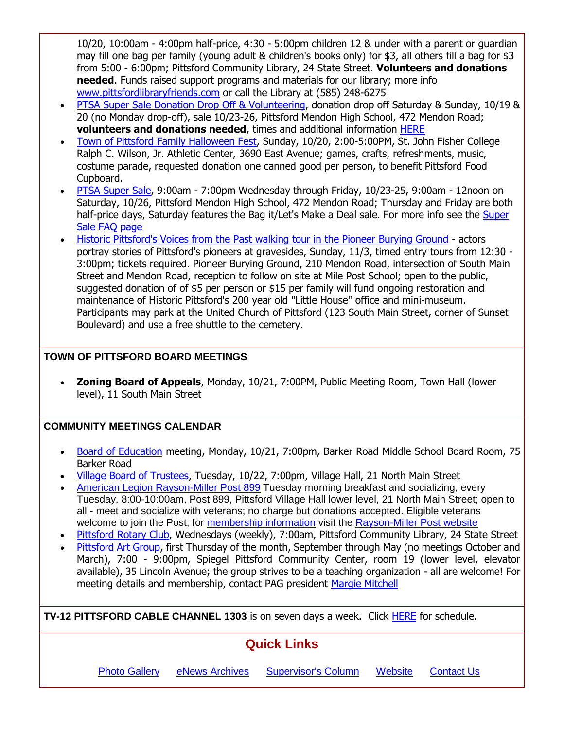10/20, 10:00am - 4:00pm half-price, 4:30 - 5:00pm children 12 & under with a parent or guardian may fill one bag per family (young adult & children's books only) for $3, all others fill a bag for $3 from 5:00 - 6:00pm; Pittsford Community Library, 24 State Street. **Volunteers and donations needed**. Funds raised support programs and materials for our library; more info www.pittsfordlibraryfriends.com or call the Library at (585) 248-6275

- PTSA Super Sale Donation Drop Off & Volunteering, donation drop off Saturday & Sunday, 10/19 & 20 (no Monday drop-off), sale 10/23-26, Pittsford Mendon High School, 472 Mendon Road; **volunteers and donations needed**, times and additional information HERE
- Town of Pittsford Family Halloween Fest, Sunday, 10/20, 2:00-5:00PM, St. John Fisher College Ralph C. Wilson, Jr. Athletic Center, 3690 East Avenue; games, crafts, refreshments, music, costume parade, requested donation one canned good per person, to benefit Pittsford Food Cupboard.
- PTSA Super Sale, 9:00am - 7:00pm Wednesday through Friday, 10/23-25, 9:00am - 12noon on Saturday, 10/26, Pittsford Mendon High School, 472 Mendon Road; Thursday and Friday are both half-price days, Saturday features the Bag it/Let's Make a Deal sale. For more info see the Super Sale FAQ page
- Historic Pittsford's Voices from the Past walking tour in the Pioneer Burying Ground - actors portray stories of Pittsford's pioneers at gravesides, Sunday, 11/3, timed entry tours from 12:30 - 3:00pm; tickets required. Pioneer Burying Ground, 210 Mendon Road, intersection of South Main Street and Mendon Road, reception to follow on site at Mile Post School; open to the public, suggested donation of of $5 per person or $15 per family will fund ongoing restoration and maintenance of Historic Pittsford's 200 year old "Little House" office and mini-museum. Participants may park at the United Church of Pittsford (123 South Main Street, corner of Sunset Boulevard) and use a free shuttle to the cemetery.

## TOWN OF PITTSFORD BOARD MEETINGS

- **Zoning Board of Appeals**, Monday, 10/21, 7:00PM, Public Meeting Room, Town Hall (lower level), 11 South Main Street

## COMMUNITY MEETINGS CALENDAR

- Board of Education meeting, Monday, 10/21, 7:00pm, Barker Road Middle School Board Room, 75 Barker Road
- Village Board of Trustees, Tuesday, 10/22, 7:00pm, Village Hall, 21 North Main Street
- American Legion Rayson-Miller Post 899 Tuesday morning breakfast and socializing, every Tuesday, 8:00-10:00am, Post 899, Pittsford Village Hall lower level, 21 North Main Street; open to all - meet and socialize with veterans; no charge but donations accepted. Eligible veterans welcome to join the Post; for membership information visit the Rayson-Miller Post website
- Pittsford Rotary Club, Wednesdays (weekly), 7:00am, Pittsford Community Library, 24 State Street
- Pittsford Art Group, first Thursday of the month, September through May (no meetings October and March), 7:00 - 9:00pm, Spiegel Pittsford Community Center, room 19 (lower level, elevator available), 35 Lincoln Avenue; the group strives to be a teaching organization - all are welcome! For meeting details and membership, contact PAG president Margie Mitchell

**TV-12 PITTSFORD CABLE CHANNEL 1303** is on seven days a week. Click HERE for schedule.

## Quick Links

Photo Gallery | eNews Archives | Supervisor's Column | Website | Contact Us